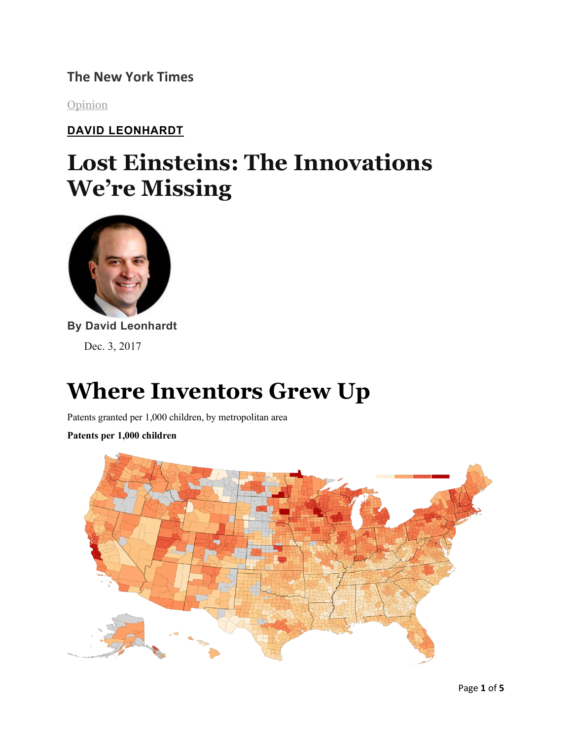**The New York Times**

Opinion

**DAVID LEONHARDT**

# Lost Einsteins: The Innovations We're Missing

**By David Leonhardt**

Dec. 3, 2017

# Where Inventors Grew Up

Patents granted per 1,000 children, by metropolitan area

**Patents per 1,000 children**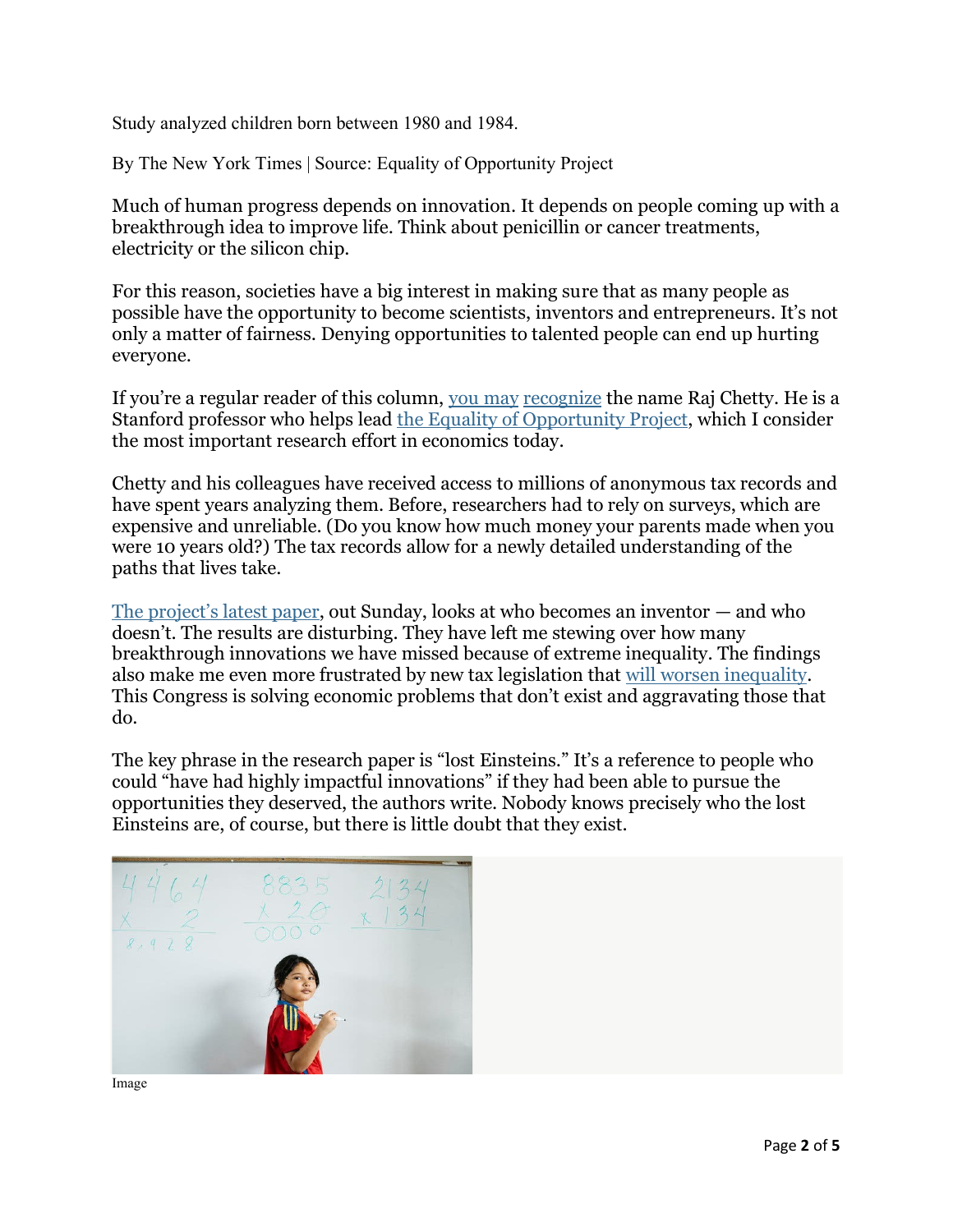Study analyzed children born between 1980 and 1984.

By The New York Times | Source: Equality of Opportunity Project

Much of human progress depends on innovation. It depends on people coming up with a breakthrough idea to improve life. Think about penicillin or cancer treatments, electricity or the silicon chip.

For this reason, societies have a big interest in making sure that as many people as possible have the opportunity to become scientists, inventors and entrepreneurs. It's not only a matter of fairness. Denying opportunities to talented people can end up hurting everyone.

If you're a regular reader of this column, you may recognize the name Raj Chetty. He is a Stanford professor who helps lead the Equality of Opportunity Project, which I consider the most important research effort in economics today.

Chetty and his colleagues have received access to millions of anonymous tax records and have spent years analyzing them. Before, researchers had to rely on surveys, which are expensive and unreliable. (Do you know how much money your parents made when you were 10 years old?) The tax records allow for a newly detailed understanding of the paths that lives take.

The project's latest paper, out Sunday, looks at who becomes an inventor — and who doesn't. The results are disturbing. They have left me stewing over how many breakthrough innovations we have missed because of extreme inequality. The findings also make me even more frustrated by new tax legislation that will worsen inequality. This Congress is solving economic problems that don't exist and aggravating those that do.

The key phrase in the research paper is "lost Einsteins." It's a reference to people who could "have had highly impactful innovations" if they had been able to pursue the opportunities they deserved, the authors write. Nobody knows precisely who the lost Einsteins are, of course, but there is little doubt that they exist.

Image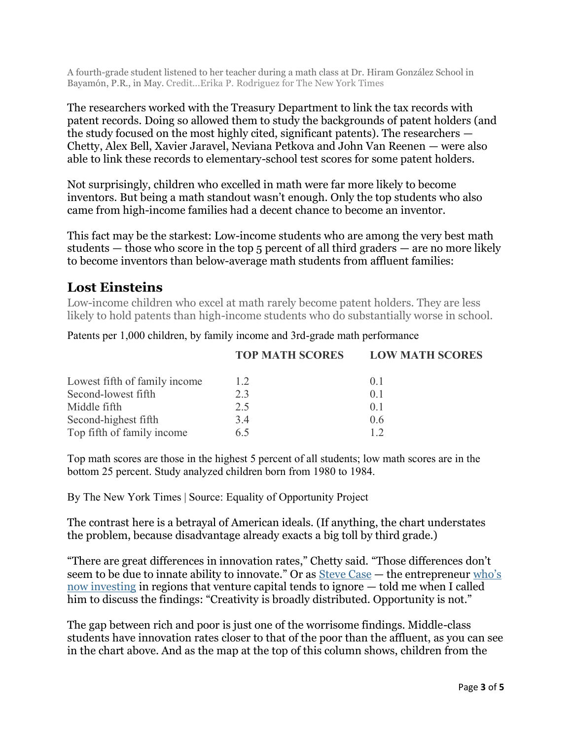A fourth-grade student listened to her teacher during a math class at Dr. Hiram González School in Bayamón, P.R., in May. Credit...Erika P. Rodriguez for The New York Times

The researchers worked with the Treasury Department to link the tax records with patent records. Doing so allowed them to study the backgrounds of patent holders (and the study focused on the most highly cited, significant patents). The researchers — Chetty, Alex Bell, Xavier Jaravel, Neviana Petkova and John Van Reenen — were also able to link these records to elementary-school test scores for some patent holders.

Not surprisingly, children who excelled in math were far more likely to become inventors. But being a math standout wasn't enough. Only the top students who also came from high-income families had a decent chance to become an inventor.

This fact may be the starkest: Low-income students who are among the very best math students — those who score in the top 5 percent of all third graders — are no more likely to become inventors than below-average math students from affluent families:

## Lost Einsteins

Low-income children who excel at math rarely become patent holders. They are less likely to hold patents than high-income students who do substantially worse in school.

Patents per 1,000 children, by family income and 3rd-grade math performance

| | TOP MATH SCORES | LOW MATH SCORES |
|---|---|---|
| Lowest fifth of family income | 1.2 | 0.1 |
| Second-lowest fifth | 2.3 | 0.1 |
| Middle fifth | 2.5 | 0.1 |
| Second-highest fifth | 3.4 | 0.6 |
| Top fifth of family income | 6.5 | 1.2 |

Top math scores are those in the highest 5 percent of all students; low math scores are in the bottom 25 percent. Study analyzed children born from 1980 to 1984.

By The New York Times | Source: Equality of Opportunity Project

The contrast here is a betrayal of American ideals. (If anything, the chart understates the problem, because disadvantage already exacts a big toll by third grade.)

"There are great differences in innovation rates," Chetty said. "Those differences don't seem to be due to innate ability to innovate." Or as [Steve Case](#) — the entrepreneur [who's now investing](#) in regions that venture capital tends to ignore — told me when I called him to discuss the findings: "Creativity is broadly distributed. Opportunity is not."

The gap between rich and poor is just one of the worrisome findings. Middle-class students have innovation rates closer to that of the poor than the affluent, as you can see in the chart above. And as the map at the top of this column shows, children from the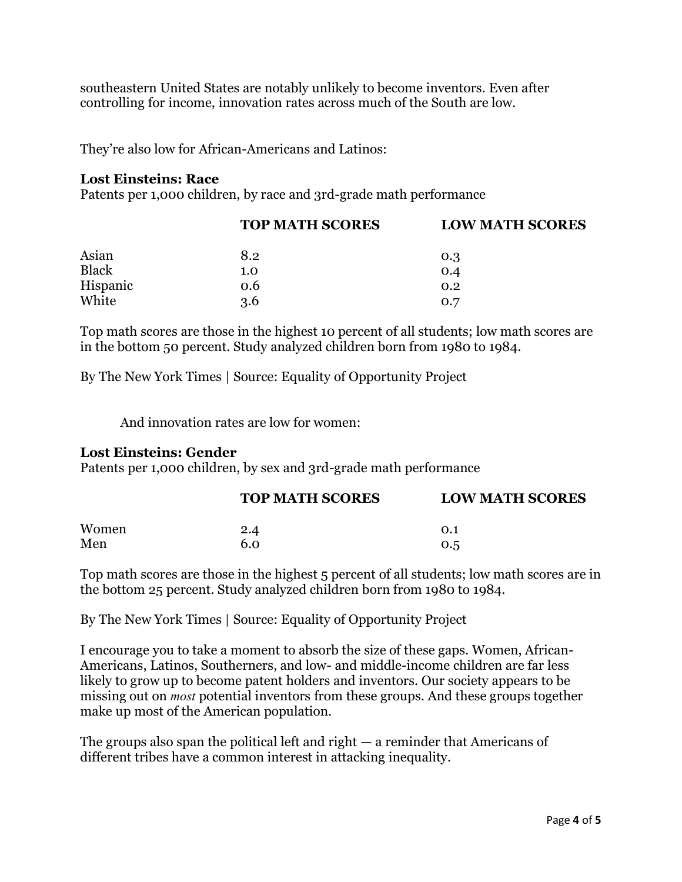southeastern United States are notably unlikely to become inventors. Even after controlling for income, innovation rates across much of the South are low.

They're also low for African-Americans and Latinos:

**Lost Einsteins: Race**
Patents per 1,000 children, by race and 3rd-grade math performance

| | **TOP MATH SCORES** | **LOW MATH SCORES** |
|---|---|---|
| Asian | 8.2 | 0.3 |
| Black | 1.0 | 0.4 |
| Hispanic | 0.6 | 0.2 |
| White | 3.6 | 0.7 |

Top math scores are those in the highest 10 percent of all students; low math scores are in the bottom 50 percent. Study analyzed children born from 1980 to 1984.

By The New York Times | Source: Equality of Opportunity Project

And innovation rates are low for women:

**Lost Einsteins: Gender**
Patents per 1,000 children, by sex and 3rd-grade math performance

| | **TOP MATH SCORES** | **LOW MATH SCORES** |
|---|---|---|
| Women | 2.4 | 0.1 |
| Men | 6.0 | 0.5 |

Top math scores are those in the highest 5 percent of all students; low math scores are in the bottom 25 percent. Study analyzed children born from 1980 to 1984.

By The New York Times | Source: Equality of Opportunity Project

I encourage you to take a moment to absorb the size of these gaps. Women, African-Americans, Latinos, Southerners, and low- and middle-income children are far less likely to grow up to become patent holders and inventors. Our society appears to be missing out on *most* potential inventors from these groups. And these groups together make up most of the American population.

The groups also span the political left and right — a reminder that Americans of different tribes have a common interest in attacking inequality.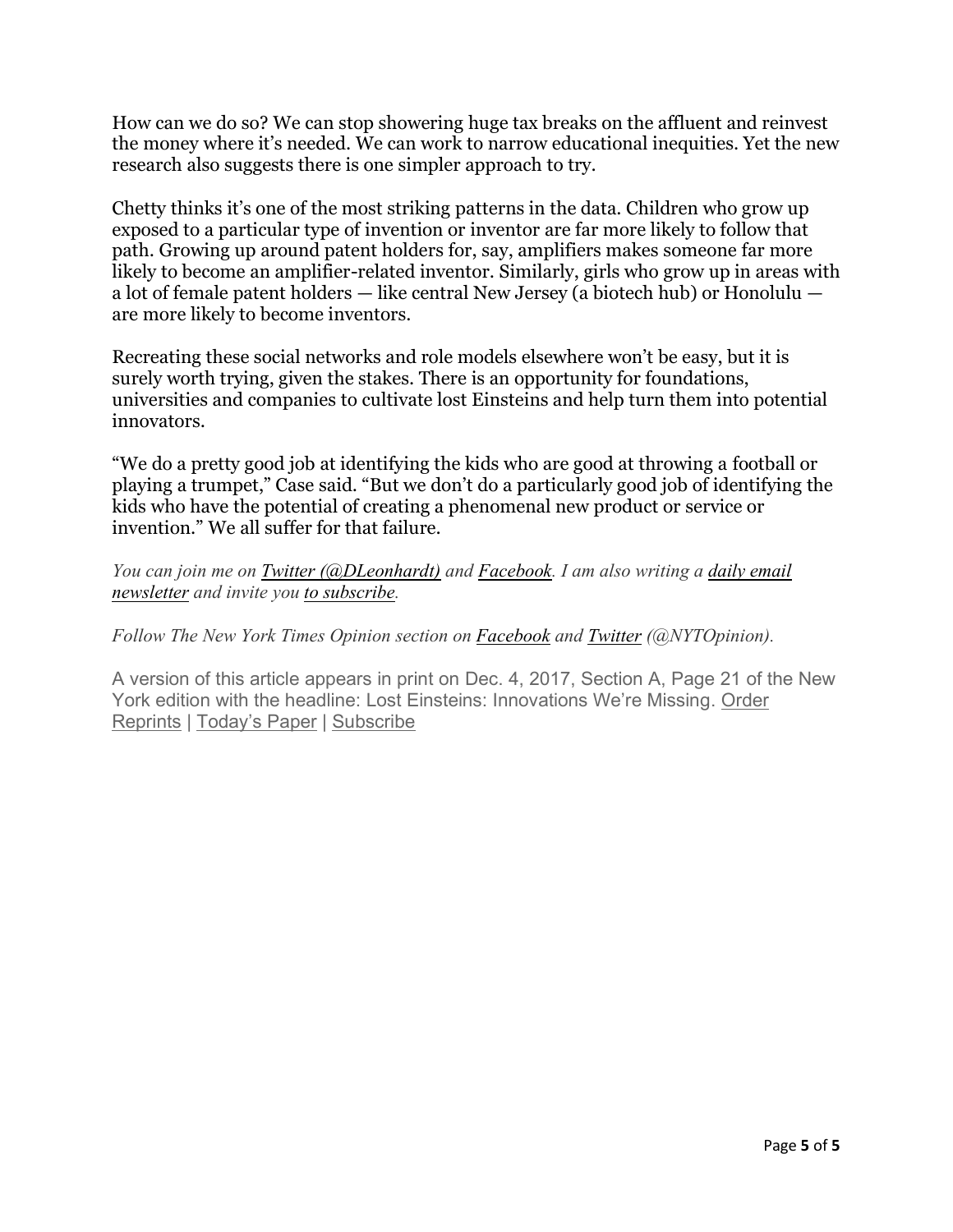How can we do so? We can stop showering huge tax breaks on the affluent and reinvest the money where it's needed. We can work to narrow educational inequities. Yet the new research also suggests there is one simpler approach to try.

Chetty thinks it's one of the most striking patterns in the data. Children who grow up exposed to a particular type of invention or inventor are far more likely to follow that path. Growing up around patent holders for, say, amplifiers makes someone far more likely to become an amplifier-related inventor. Similarly, girls who grow up in areas with a lot of female patent holders — like central New Jersey (a biotech hub) or Honolulu — are more likely to become inventors.

Recreating these social networks and role models elsewhere won't be easy, but it is surely worth trying, given the stakes. There is an opportunity for foundations, universities and companies to cultivate lost Einsteins and help turn them into potential innovators.

"We do a pretty good job at identifying the kids who are good at throwing a football or playing a trumpet," Case said. "But we don't do a particularly good job of identifying the kids who have the potential of creating a phenomenal new product or service or invention." We all suffer for that failure.

*You can join me on Twitter (@DLeonhardt) and Facebook. I am also writing a daily email newsletter and invite you to subscribe.*

*Follow The New York Times Opinion section on Facebook and Twitter (@NYTOpinion).*

A version of this article appears in print on Dec. 4, 2017, Section A, Page 21 of the New York edition with the headline: Lost Einsteins: Innovations We're Missing. Order Reprints | Today's Paper | Subscribe